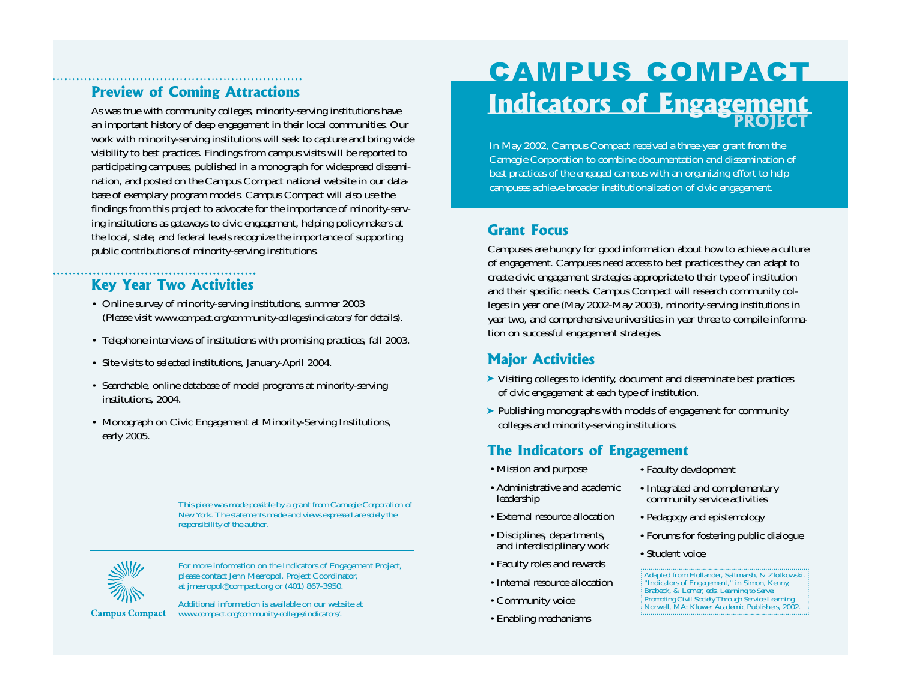# CAMPUS COMPACT

# Indicators of Engagement PROJECT

In May 2002, Campus Compact received a three-year grant from the Carnegie Corporation to combine documentation and dissemination of best practices of the engaged campus with an organizing effort to help campuses achieve broader institutionalization of civic engagement.

## Grant Focus

Campuses are hungry for good information about how to achieve a culture of engagement. Campuses need access to best practices they can adapt to create civic engagement strategies appropriate to their type of institution and their specific needs. Campus Compact will research community colleges in year one (May 2002-May 2003), minority-serving institutions in year two, and comprehensive universities in year three to compile information on successful engagement strategies.

## Major Activities

- Visiting colleges to identify, document and disseminate best practices of civic engagement at each type of institution.
- Publishing monographs with models of engagement for community colleges and minority-serving institutions.

## The Indicators of Engagement

- Mission and purpose
- Administrative and academic leadership
- External resource allocation
- Disciplines, departments, and interdisciplinary work
- Faculty roles and rewards
- Internal resource allocation
- Community voice
- Enabling mechanisms
- Faculty development
- Integrated and complementary community service activities
- Pedagogy and epistemology
- Forums for fostering public dialogue
- Student voice

Adapted from Hollander, Saltmarsh, & Zlotkowski. "Indicators of Engagement," in Simon, Kenny, Brabeck, & Lerner, eds. *Learning to Serve Promoting Civil Society Through Service-Learning.* Norwell, MA: Kluwer Academic Publishers, 2002.

## Preview of Coming Attractions

As was true with community colleges, minority-serving institutions have an important history of deep engagement in their local communities. Our work with minority-serving institutions will seek to capture and bring wide visibility to best practices. Findings from campus visits will be reported to participating campuses, published in a monograph for widespread dissemination, and posted on the Campus Compact national website in our database of exemplary program models. Campus Compact will also use the findings from this project to advocate for the importance of minority-serving institutions as gateways to civic engagement, helping policymakers at the local, state, and federal levels recognize the importance of supporting public contributions of minority-serving institutions.

## Key Year Two Activities

- Online survey of minority-serving institutions, summer 2003 (Please visit www.compact.org/community-colleges/indicators/ for details).
- Telephone interviews of institutions with promising practices, fall 2003.
- Site visits to selected institutions, January-April 2004.
- Searchable, online database of model programs at minority-serving institutions, 2004.
- Monograph on Civic Engagement at Minority-Serving Institutions, early 2005.

*This piece was made possible by a grant from Carnegie Corporation of New York. The statements made and views expressed are solely the responsibility of the author.*

Campus Compact

For more information on the Indicators of Engagement Project, please contact Jenn Meeropol, Project Coordinator, at jmeeropol@compact.org or (401) 867-3950.

Additional information is available on our website at www.compact.org/community-colleges/indicators/.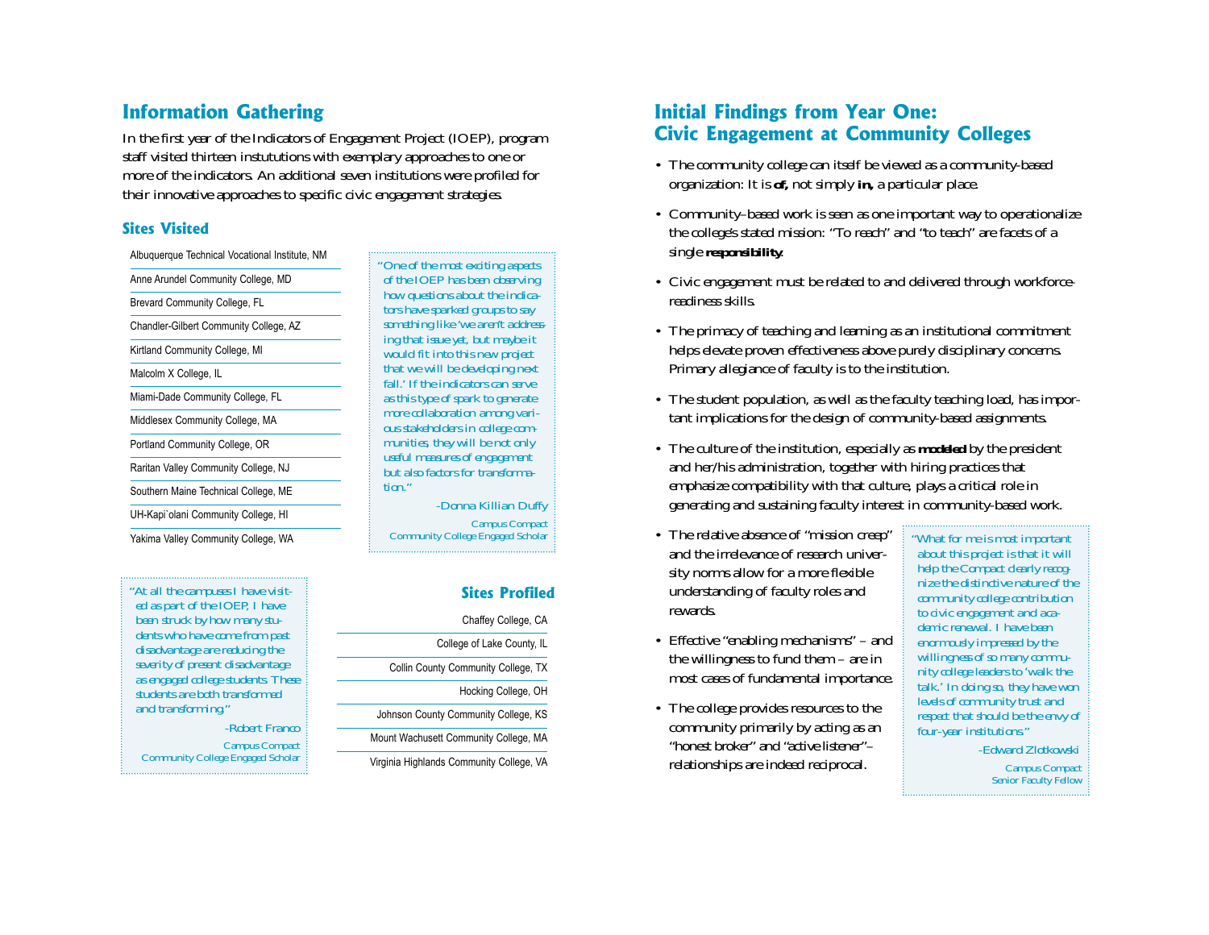## Information Gathering

In the first year of the Indicators of Engagement Project (IOEP), program staff visited thirteen instutitions with exemplary approaches to one or more of the indicators. An additional seven institutions were profiled for their innovative approaches to specific civic engagement strategies.

### Sites Visited

- Albuquerque Technical Vocational Institute, NM
- Anne Arundel Community College, MD
- Brevard Community College, FL
- Chandler-Gilbert Community College, AZ
- Kirtland Community College, MI
- Malcolm X College, IL
- Miami-Dade Community College, FL
- Middlesex Community College, MA
- Portland Community College, OR
- Raritan Valley Community College, NJ
- Southern Maine Technical College, ME
- UH-Kapi`olani Community College, HI
- Yakima Valley Community College, WA

> *"One of the most exciting aspects of the IOEP has been observing how questions about the indicators have sparked groups to say something like 'we aren't addressing that issue yet, but maybe it would fit into this new project that we will be developing next fall.' If the indicators can serve as this type of spark to generate more collaboration among various stakeholders in college communities, they will be not only useful measures of engagement but also factors for transformation."*
>
> -Donna Killian Duffy
> Campus Compact
> Community College Engaged Scholar

> *"At all the campuses I have visited as part of the IOEP, I have been struck by how many students who have come from past disadvantage are reducing the severity of present disadvantage as engaged college students. These students are both transformed and transforming."*
>
> -Robert Franco
> Campus Compact
> Community College Engaged Scholar

### Sites Profiled

- Chaffey College, CA
- College of Lake County, IL
- Collin County Community College, TX
- Hocking College, OH
- Johnson County Community College, KS
- Mount Wachusett Community College, MA
- Virginia Highlands Community College, VA

## Initial Findings from Year One: Civic Engagement at Community Colleges

- The community college can itself be viewed as a community-based organization: It is **of,** not simply **in,** a particular place.
- Community–based work is seen as one important way to operationalize the college's stated mission: "To reach" and "to teach" are facets of a single **responsibility**.
- Civic engagement must be related to and delivered through workforce-readiness skills.
- The primacy of teaching and learning as an institutional commitment helps elevate proven effectiveness above purely disciplinary concerns. Primary allegiance of faculty is to the institution.
- The student population, as well as the faculty teaching load, has important implications for the design of community-based assignments.
- The culture of the institution, especially as **modeled** by the president and her/his administration, together with hiring practices that emphasize compatibility with that culture, plays a critical role in generating and sustaining faculty interest in community-based work.
- The relative absence of "mission creep" and the irrelevance of research university norms allow for a more flexible understanding of faculty roles and rewards.
- Effective "enabling mechanisms" – and the willingness to fund them – are in most cases of fundamental importance.
- The college provides resources to the community primarily by acting as an "honest broker" and "active listener"– relationships are indeed reciprocal.

> *"What for me is most important about this project is that it will help the Compact clearly recognize the distinctive nature of the community college contribution to civic engagement and academic renewal. I have been enormously impressed by the willingness of so many community college leaders to 'walk the talk.' In doing so, they have won levels of community trust and respect that should be the envy of four-year institutions."*
>
> -Edward Zlotkowski
> Campus Compact
> Senior Faculty Fellow